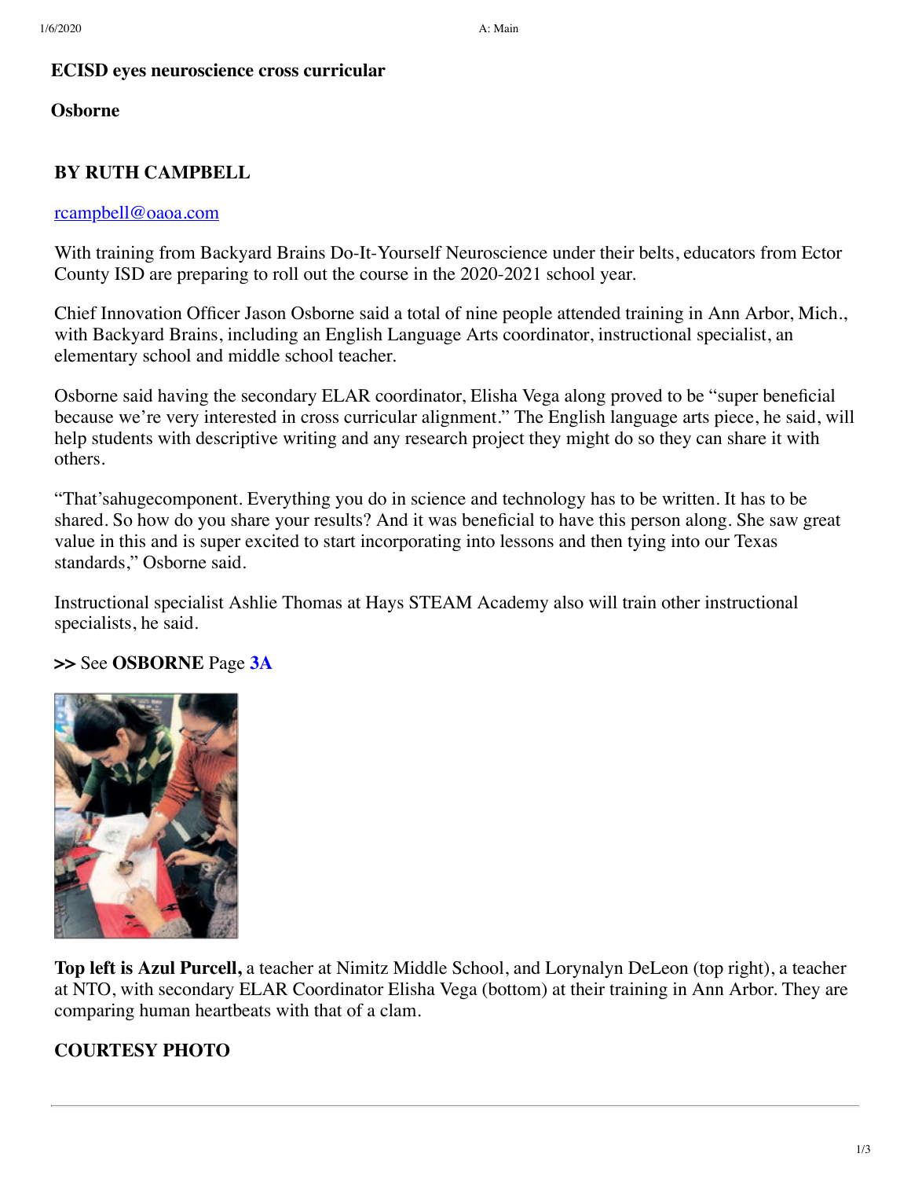## ECISD eyes neuroscience cross curricular

**Osborne**

**BY RUTH CAMPBELL**

rcampbell@oaoa.com

With training from Backyard Brains Do-It-Yourself Neuroscience under their belts, educators from Ector County ISD are preparing to roll out the course in the 2020-2021 school year.

Chief Innovation Officer Jason Osborne said a total of nine people attended training in Ann Arbor, Mich., with Backyard Brains, including an English Language Arts coordinator, instructional specialist, an elementary school and middle school teacher.

Osborne said having the secondary ELAR coordinator, Elisha Vega along proved to be "super beneficial because we're very interested in cross curricular alignment." The English language arts piece, he said, will help students with descriptive writing and any research project they might do so they can share it with others.

"That'sahugecomponent. Everything you do in science and technology has to be written. It has to be shared. So how do you share your results? And it was beneficial to have this person along. She saw great value in this and is super excited to start incorporating into lessons and then tying into our Texas standards," Osborne said.

Instructional specialist Ashlie Thomas at Hays STEAM Academy also will train other instructional specialists, he said.

**>>** See **OSBORNE** Page **3A**

**Top left is Azul Purcell,** a teacher at Nimitz Middle School, and Lorynalyn DeLeon (top right), a teacher at NTO, with secondary ELAR Coordinator Elisha Vega (bottom) at their training in Ann Arbor. They are comparing human heartbeats with that of a clam.

**COURTESY PHOTO**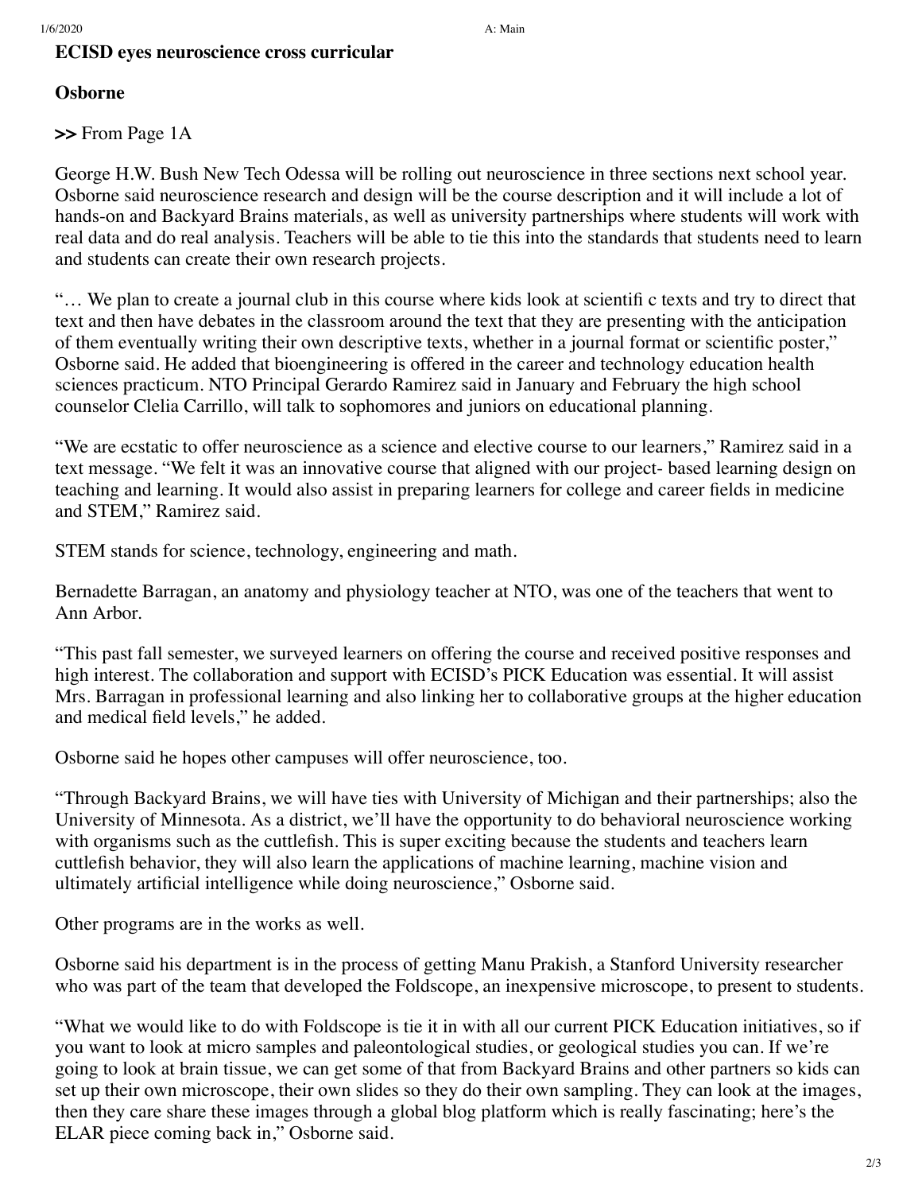**ECISD eyes neuroscience cross curricular**

**Osborne**

**>>** From Page 1A

George H.W. Bush New Tech Odessa will be rolling out neuroscience in three sections next school year. Osborne said neuroscience research and design will be the course description and it will include a lot of hands-on and Backyard Brains materials, as well as university partnerships where students will work with real data and do real analysis. Teachers will be able to tie this into the standards that students need to learn and students can create their own research projects.

"… We plan to create a journal club in this course where kids look at scientifi c texts and try to direct that text and then have debates in the classroom around the text that they are presenting with the anticipation of them eventually writing their own descriptive texts, whether in a journal format or scientific poster," Osborne said. He added that bioengineering is offered in the career and technology education health sciences practicum. NTO Principal Gerardo Ramirez said in January and February the high school counselor Clelia Carrillo, will talk to sophomores and juniors on educational planning.

"We are ecstatic to offer neuroscience as a science and elective course to our learners," Ramirez said in a text message. "We felt it was an innovative course that aligned with our project- based learning design on teaching and learning. It would also assist in preparing learners for college and career fields in medicine and STEM," Ramirez said.

STEM stands for science, technology, engineering and math.

Bernadette Barragan, an anatomy and physiology teacher at NTO, was one of the teachers that went to Ann Arbor.

"This past fall semester, we surveyed learners on offering the course and received positive responses and high interest. The collaboration and support with ECISD's PICK Education was essential. It will assist Mrs. Barragan in professional learning and also linking her to collaborative groups at the higher education and medical field levels," he added.

Osborne said he hopes other campuses will offer neuroscience, too.

"Through Backyard Brains, we will have ties with University of Michigan and their partnerships; also the University of Minnesota. As a district, we'll have the opportunity to do behavioral neuroscience working with organisms such as the cuttlefish. This is super exciting because the students and teachers learn cuttlefish behavior, they will also learn the applications of machine learning, machine vision and ultimately artificial intelligence while doing neuroscience," Osborne said.

Other programs are in the works as well.

Osborne said his department is in the process of getting Manu Prakish, a Stanford University researcher who was part of the team that developed the Foldscope, an inexpensive microscope, to present to students.

"What we would like to do with Foldscope is tie it in with all our current PICK Education initiatives, so if you want to look at micro samples and paleontological studies, or geological studies you can. If we're going to look at brain tissue, we can get some of that from Backyard Brains and other partners so kids can set up their own microscope, their own slides so they do their own sampling. They can look at the images, then they care share these images through a global blog platform which is really fascinating; here's the ELAR piece coming back in," Osborne said.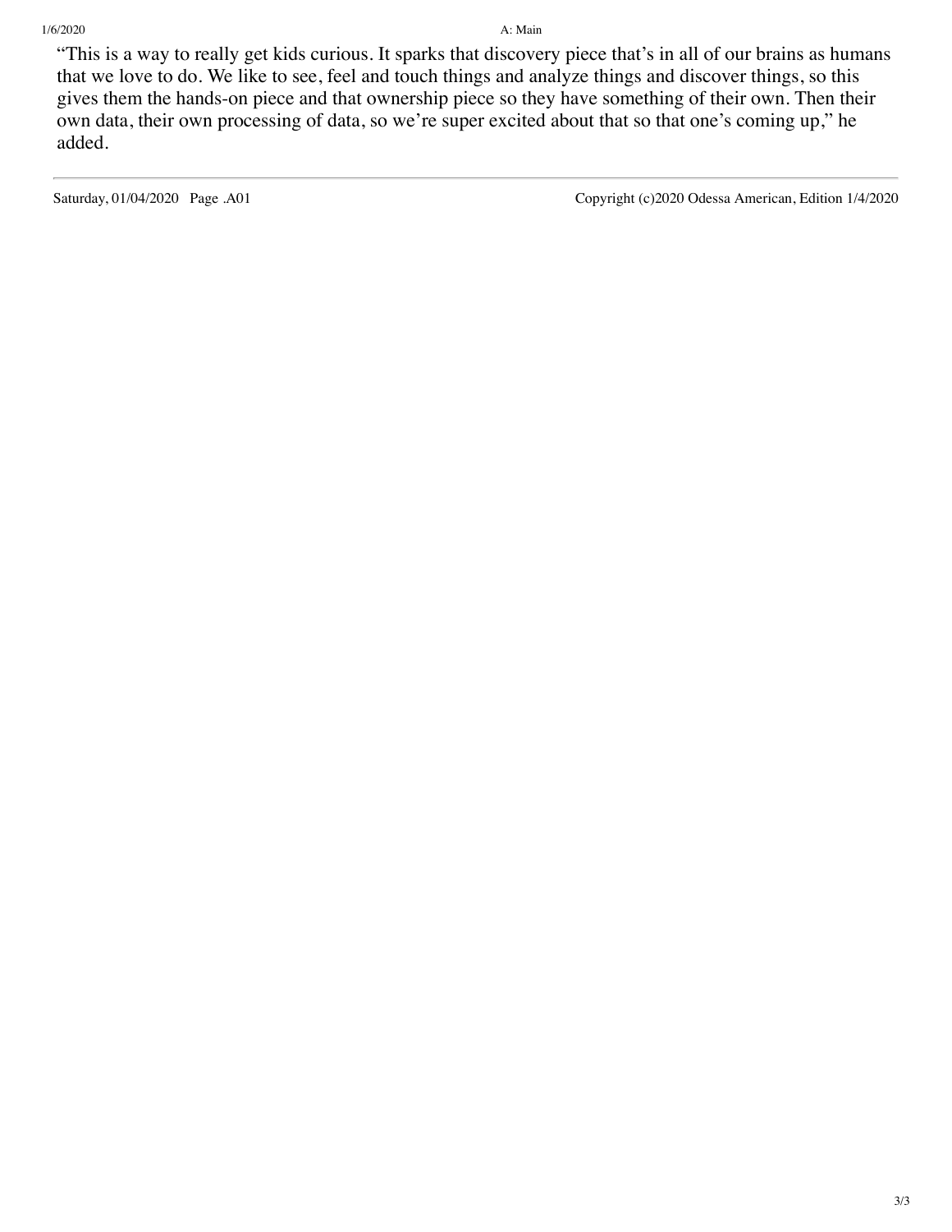"This is a way to really get kids curious. It sparks that discovery piece that's in all of our brains as humans that we love to do. We like to see, feel and touch things and analyze things and discover things, so this gives them the hands-on piece and that ownership piece so they have something of their own. Then their own data, their own processing of data, so we're super excited about that so that one's coming up," he added.

---

Saturday, 01/04/2020 Page .A01 Copyright (c)2020 Odessa American, Edition 1/4/2020